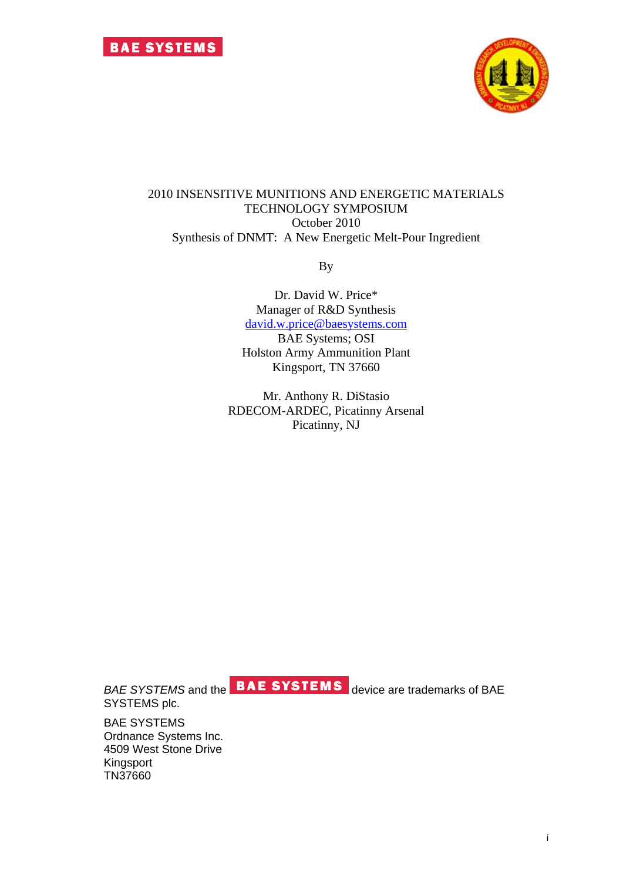BAE SYSTEMS

2010 INSENSITIVE MUNITIONS AND ENERGETIC MATERIALS TECHNOLOGY SYMPOSIUM
October 2010
Synthesis of DNMT: A New Energetic Melt-Pour Ingredient

By

Dr. David W. Price*
Manager of R&D Synthesis
david.w.price@baesystems.com
BAE Systems; OSI
Holston Army Ammunition Plant
Kingsport, TN 37660

Mr. Anthony R. DiStasio
RDECOM-ARDEC, Picatinny Arsenal
Picatinny, NJ

*BAE SYSTEMS* and the BAE SYSTEMS device are trademarks of BAE SYSTEMS plc.

BAE SYSTEMS
Ordnance Systems Inc.
4509 West Stone Drive
Kingsport
TN37660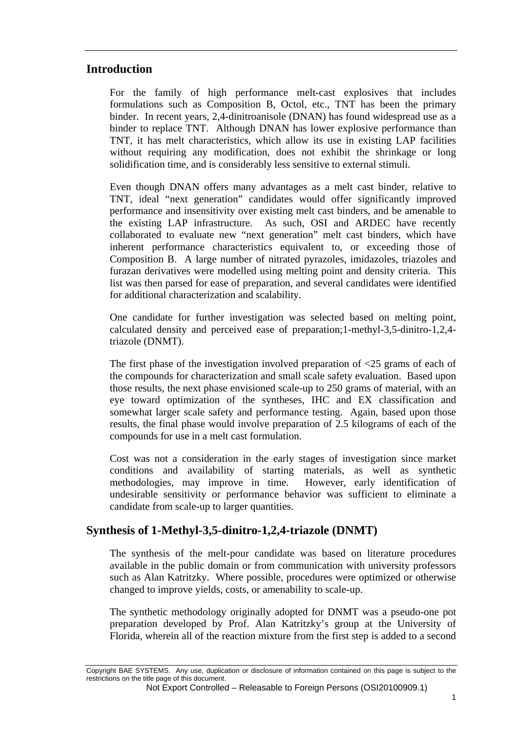## Introduction

For the family of high performance melt-cast explosives that includes formulations such as Composition B, Octol, etc., TNT has been the primary binder. In recent years, 2,4-dinitroanisole (DNAN) has found widespread use as a binder to replace TNT. Although DNAN has lower explosive performance than TNT, it has melt characteristics, which allow its use in existing LAP facilities without requiring any modification, does not exhibit the shrinkage or long solidification time, and is considerably less sensitive to external stimuli.

Even though DNAN offers many advantages as a melt cast binder, relative to TNT, ideal "next generation" candidates would offer significantly improved performance and insensitivity over existing melt cast binders, and be amenable to the existing LAP infrastructure. As such, OSI and ARDEC have recently collaborated to evaluate new "next generation" melt cast binders, which have inherent performance characteristics equivalent to, or exceeding those of Composition B. A large number of nitrated pyrazoles, imidazoles, triazoles and furazan derivatives were modelled using melting point and density criteria. This list was then parsed for ease of preparation, and several candidates were identified for additional characterization and scalability.

One candidate for further investigation was selected based on melting point, calculated density and perceived ease of preparation;1-methyl-3,5-dinitro-1,2,4-triazole (DNMT).

The first phase of the investigation involved preparation of <25 grams of each of the compounds for characterization and small scale safety evaluation. Based upon those results, the next phase envisioned scale-up to 250 grams of material, with an eye toward optimization of the syntheses, IHC and EX classification and somewhat larger scale safety and performance testing. Again, based upon those results, the final phase would involve preparation of 2.5 kilograms of each of the compounds for use in a melt cast formulation.

Cost was not a consideration in the early stages of investigation since market conditions and availability of starting materials, as well as synthetic methodologies, may improve in time. However, early identification of undesirable sensitivity or performance behavior was sufficient to eliminate a candidate from scale-up to larger quantities.

## Synthesis of 1-Methyl-3,5-dinitro-1,2,4-triazole (DNMT)

The synthesis of the melt-pour candidate was based on literature procedures available in the public domain or from communication with university professors such as Alan Katritzky. Where possible, procedures were optimized or otherwise changed to improve yields, costs, or amenability to scale-up.

The synthetic methodology originally adopted for DNMT was a pseudo-one pot preparation developed by Prof. Alan Katritzky's group at the University of Florida, wherein all of the reaction mixture from the first step is added to a second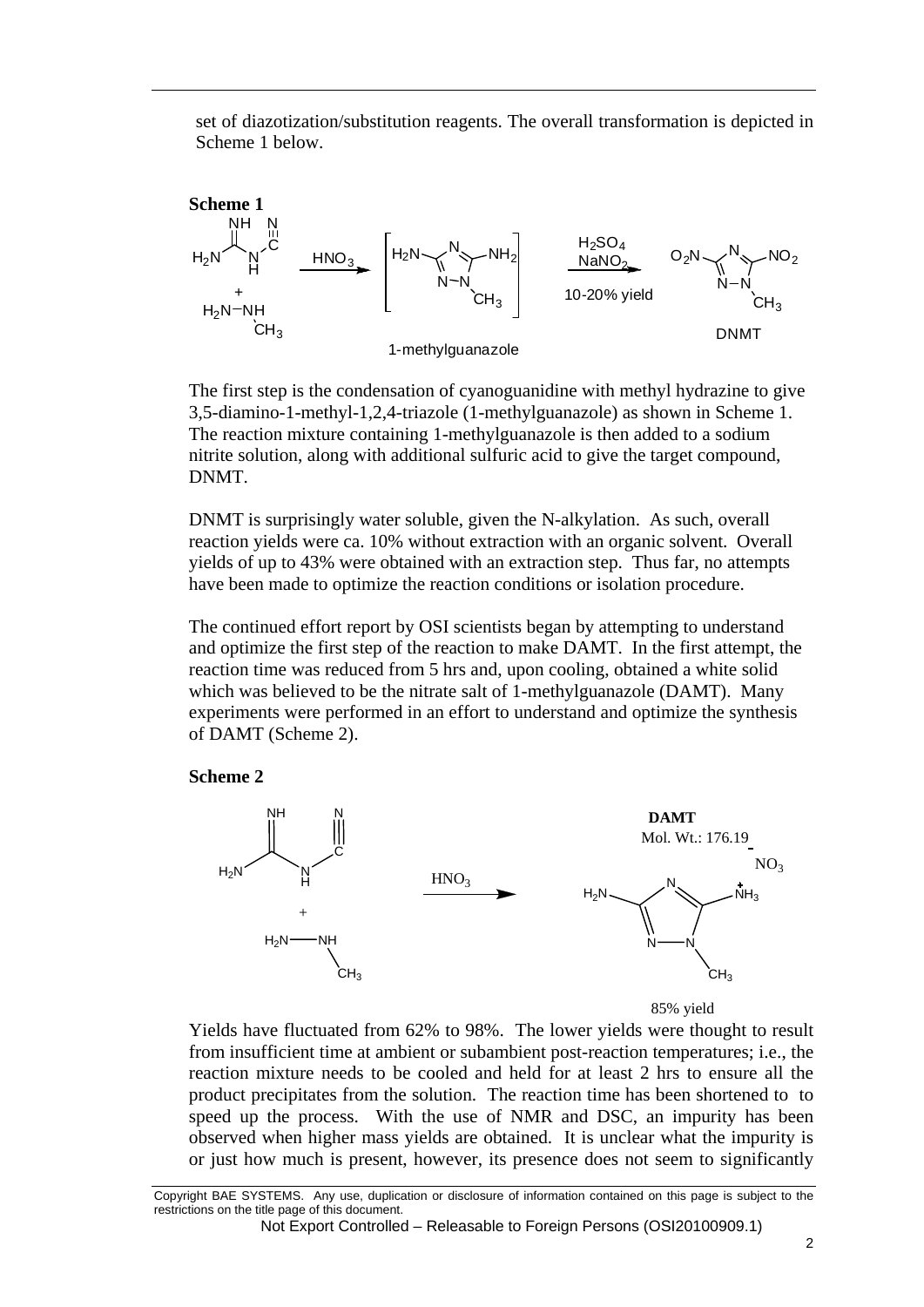set of diazotization/substitution reagents. The overall transformation is depicted in Scheme 1 below.

**Scheme 1**

The first step is the condensation of cyanoguanidine with methyl hydrazine to give 3,5-diamino-1-methyl-1,2,4-triazole (1-methylguanazole) as shown in Scheme 1. The reaction mixture containing 1-methylguanazole is then added to a sodium nitrite solution, along with additional sulfuric acid to give the target compound, DNMT.

DNMT is surprisingly water soluble, given the N-alkylation. As such, overall reaction yields were ca. 10% without extraction with an organic solvent. Overall yields of up to 43% were obtained with an extraction step. Thus far, no attempts have been made to optimize the reaction conditions or isolation procedure.

The continued effort report by OSI scientists began by attempting to understand and optimize the first step of the reaction to make DAMT. In the first attempt, the reaction time was reduced from 5 hrs and, upon cooling, obtained a white solid which was believed to be the nitrate salt of 1-methylguanazole (DAMT). Many experiments were performed in an effort to understand and optimize the synthesis of DAMT (Scheme 2).

**Scheme 2**

Yields have fluctuated from 62% to 98%. The lower yields were thought to result from insufficient time at ambient or subambient post-reaction temperatures; i.e., the reaction mixture needs to be cooled and held for at least 2 hrs to ensure all the product precipitates from the solution. The reaction time has been shortened to to speed up the process. With the use of NMR and DSC, an impurity has been observed when higher mass yields are obtained. It is unclear what the impurity is or just how much is present, however, its presence does not seem to significantly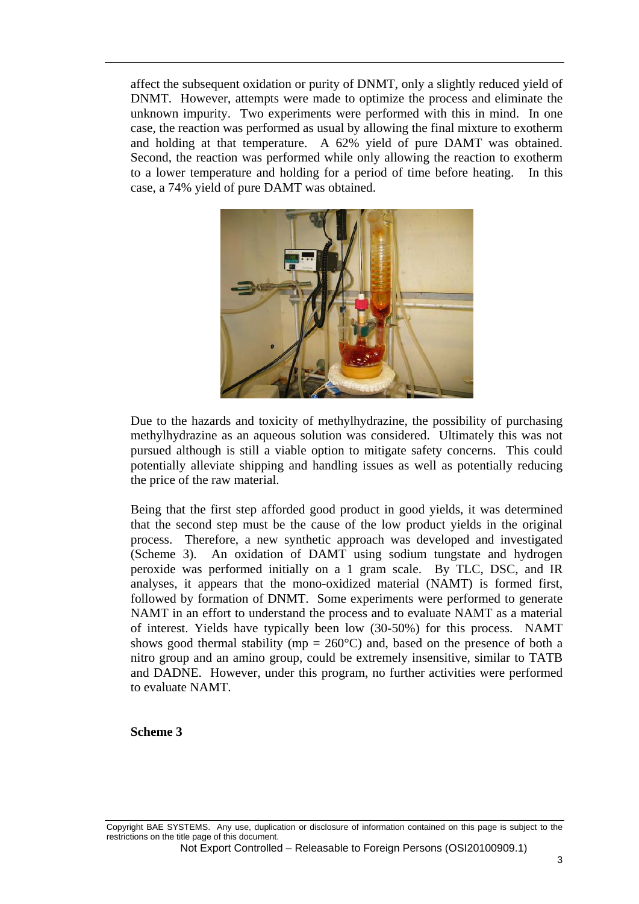affect the subsequent oxidation or purity of DNMT, only a slightly reduced yield of DNMT. However, attempts were made to optimize the process and eliminate the unknown impurity. Two experiments were performed with this in mind. In one case, the reaction was performed as usual by allowing the final mixture to exotherm and holding at that temperature. A 62% yield of pure DAMT was obtained. Second, the reaction was performed while only allowing the reaction to exotherm to a lower temperature and holding for a period of time before heating. In this case, a 74% yield of pure DAMT was obtained.

Due to the hazards and toxicity of methylhydrazine, the possibility of purchasing methylhydrazine as an aqueous solution was considered. Ultimately this was not pursued although is still a viable option to mitigate safety concerns. This could potentially alleviate shipping and handling issues as well as potentially reducing the price of the raw material.

Being that the first step afforded good product in good yields, it was determined that the second step must be the cause of the low product yields in the original process. Therefore, a new synthetic approach was developed and investigated (Scheme 3). An oxidation of DAMT using sodium tungstate and hydrogen peroxide was performed initially on a 1 gram scale. By TLC, DSC, and IR analyses, it appears that the mono-oxidized material (NAMT) is formed first, followed by formation of DNMT. Some experiments were performed to generate NAMT in an effort to understand the process and to evaluate NAMT as a material of interest. Yields have typically been low (30-50%) for this process. NAMT shows good thermal stability (mp = 260°C) and, based on the presence of both a nitro group and an amino group, could be extremely insensitive, similar to TATB and DADNE. However, under this program, no further activities were performed to evaluate NAMT.

**Scheme 3**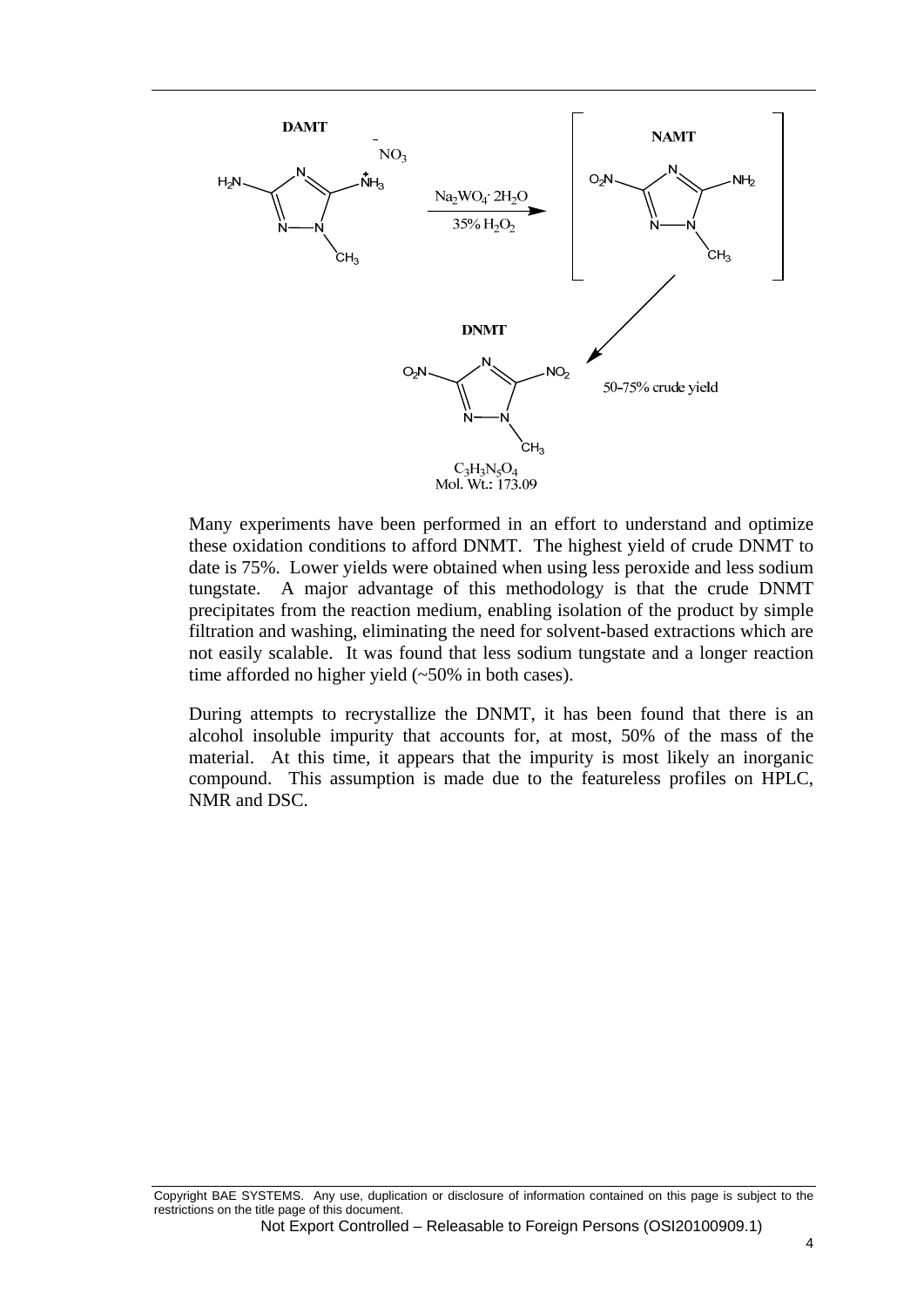DAMT $\rightarrow$ ($Na_2WO_4 \cdot 2H_2O$, 35% $H_2O_2$) $\rightarrow$ [NAMT] $\rightarrow$ DNMT

DNMT: $C_3H_3N_5O_4$, Mol. Wt.: 173.09

50-75% crude yield

Many experiments have been performed in an effort to understand and optimize these oxidation conditions to afford DNMT. The highest yield of crude DNMT to date is 75%. Lower yields were obtained when using less peroxide and less sodium tungstate. A major advantage of this methodology is that the crude DNMT precipitates from the reaction medium, enabling isolation of the product by simple filtration and washing, eliminating the need for solvent-based extractions which are not easily scalable. It was found that less sodium tungstate and a longer reaction time afforded no higher yield (~50% in both cases).

During attempts to recrystallize the DNMT, it has been found that there is an alcohol insoluble impurity that accounts for, at most, 50% of the mass of the material. At this time, it appears that the impurity is most likely an inorganic compound. This assumption is made due to the featureless profiles on HPLC, NMR and DSC.

Copyright BAE SYSTEMS. Any use, duplication or disclosure of information contained on this page is subject to the restrictions on the title page of this document.

Not Export Controlled – Releasable to Foreign Persons (OSI20100909.1)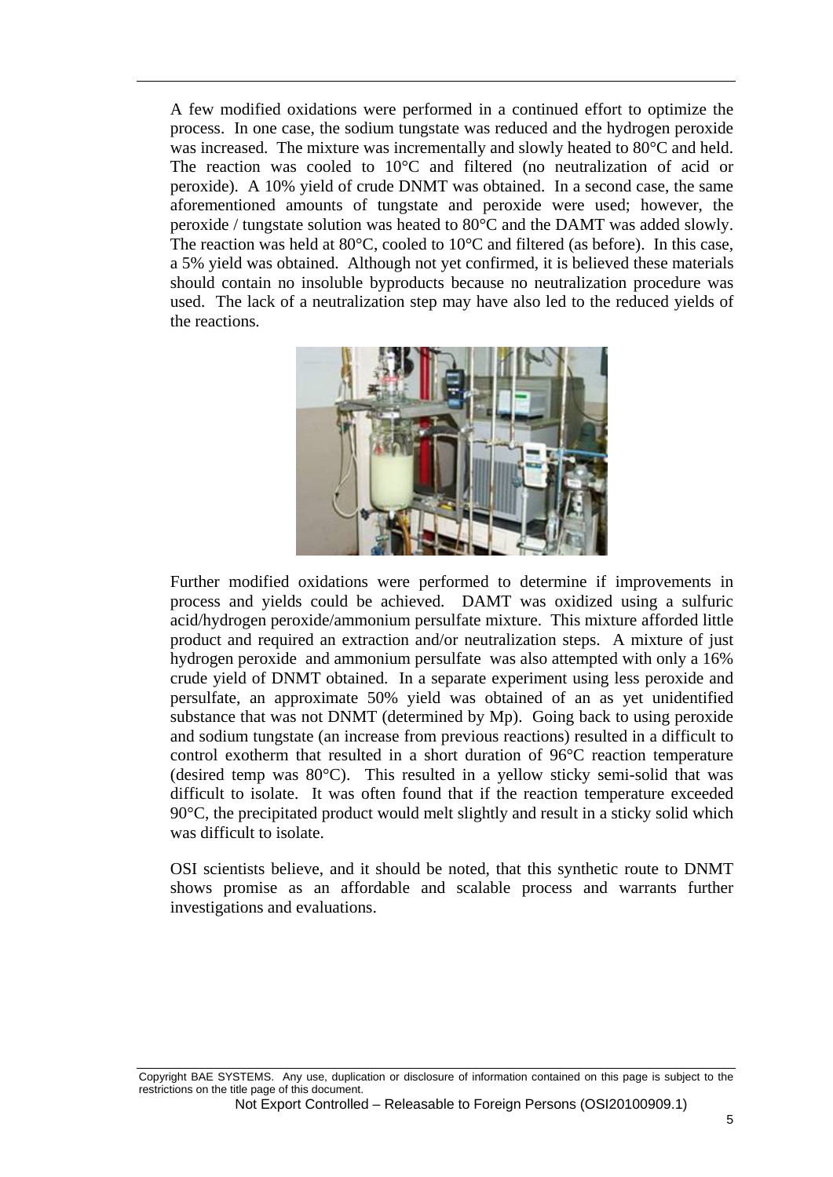A few modified oxidations were performed in a continued effort to optimize the process. In one case, the sodium tungstate was reduced and the hydrogen peroxide was increased. The mixture was incrementally and slowly heated to 80°C and held. The reaction was cooled to 10°C and filtered (no neutralization of acid or peroxide). A 10% yield of crude DNMT was obtained. In a second case, the same aforementioned amounts of tungstate and peroxide were used; however, the peroxide / tungstate solution was heated to 80°C and the DAMT was added slowly. The reaction was held at 80°C, cooled to 10°C and filtered (as before). In this case, a 5% yield was obtained. Although not yet confirmed, it is believed these materials should contain no insoluble byproducts because no neutralization procedure was used. The lack of a neutralization step may have also led to the reduced yields of the reactions.

Further modified oxidations were performed to determine if improvements in process and yields could be achieved. DAMT was oxidized using a sulfuric acid/hydrogen peroxide/ammonium persulfate mixture. This mixture afforded little product and required an extraction and/or neutralization steps. A mixture of just hydrogen peroxide and ammonium persulfate was also attempted with only a 16% crude yield of DNMT obtained. In a separate experiment using less peroxide and persulfate, an approximate 50% yield was obtained of an as yet unidentified substance that was not DNMT (determined by Mp). Going back to using peroxide and sodium tungstate (an increase from previous reactions) resulted in a difficult to control exotherm that resulted in a short duration of 96°C reaction temperature (desired temp was 80°C). This resulted in a yellow sticky semi-solid that was difficult to isolate. It was often found that if the reaction temperature exceeded 90°C, the precipitated product would melt slightly and result in a sticky solid which was difficult to isolate.

OSI scientists believe, and it should be noted, that this synthetic route to DNMT shows promise as an affordable and scalable process and warrants further investigations and evaluations.

Copyright BAE SYSTEMS. Any use, duplication or disclosure of information contained on this page is subject to the restrictions on the title page of this document.

Not Export Controlled – Releasable to Foreign Persons (OSI20100909.1)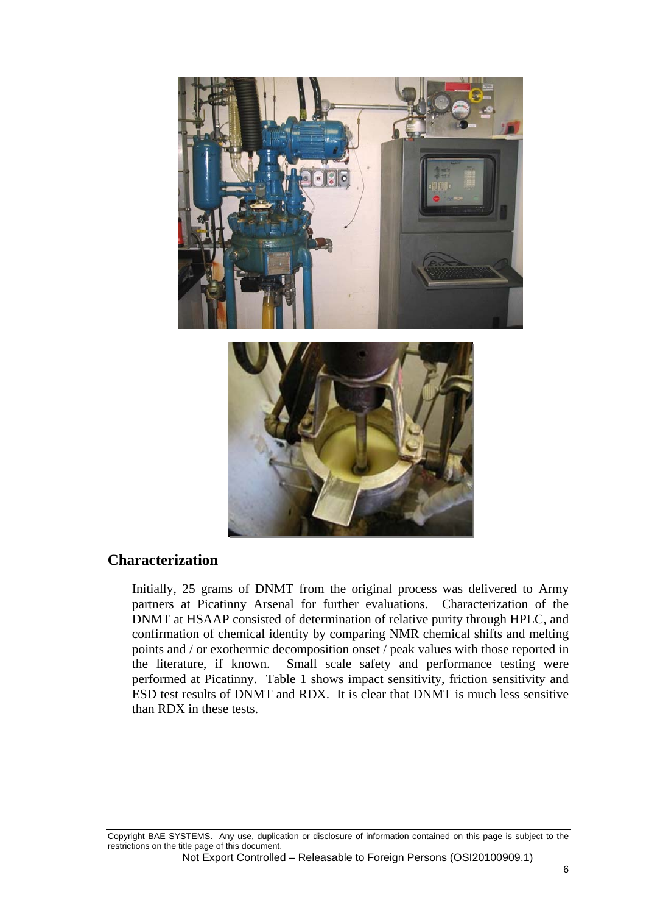## Characterization

Initially, 25 grams of DNMT from the original process was delivered to Army partners at Picatinny Arsenal for further evaluations. Characterization of the DNMT at HSAAP consisted of determination of relative purity through HPLC, and confirmation of chemical identity by comparing NMR chemical shifts and melting points and / or exothermic decomposition onset / peak values with those reported in the literature, if known. Small scale safety and performance testing were performed at Picatinny. Table 1 shows impact sensitivity, friction sensitivity and ESD test results of DNMT and RDX. It is clear that DNMT is much less sensitive than RDX in these tests.

Copyright BAE SYSTEMS. Any use, duplication or disclosure of information contained on this page is subject to the restrictions on the title page of this document.

Not Export Controlled – Releasable to Foreign Persons (OSI20100909.1)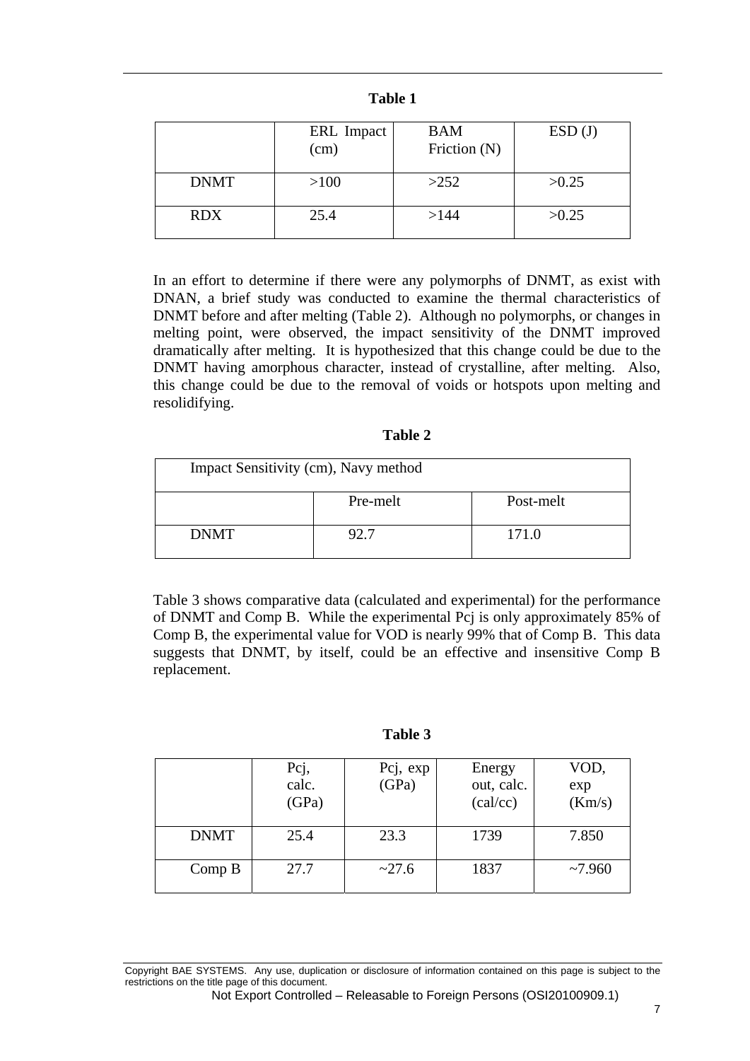**Table 1**

| | ERL Impact (cm) | BAM Friction (N) | ESD (J) |
|---|---|---|---|
| DNMT | >100 | >252 | >0.25 |
| RDX | 25.4 | >144 | >0.25 |

In an effort to determine if there were any polymorphs of DNMT, as exist with DNAN, a brief study was conducted to examine the thermal characteristics of DNMT before and after melting (Table 2). Although no polymorphs, or changes in melting point, were observed, the impact sensitivity of the DNMT improved dramatically after melting. It is hypothesized that this change could be due to the DNMT having amorphous character, instead of crystalline, after melting. Also, this change could be due to the removal of voids or hotspots upon melting and resolidifying.

**Table 2**

| Impact Sensitivity (cm), Navy method | | |
|---|---|---|
| | Pre-melt | Post-melt |
| DNMT | 92.7 | 171.0 |

Table 3 shows comparative data (calculated and experimental) for the performance of DNMT and Comp B. While the experimental Pcj is only approximately 85% of Comp B, the experimental value for VOD is nearly 99% that of Comp B. This data suggests that DNMT, by itself, could be an effective and insensitive Comp B replacement.

**Table 3**

| | Pcj, calc. (GPa) | Pcj, exp (GPa) | Energy out, calc. (cal/cc) | VOD, exp (Km/s) |
|---|---|---|---|---|
| DNMT | 25.4 | 23.3 | 1739 | 7.850 |
| Comp B | 27.7 | ~27.6 | 1837 | ~7.960 |

Copyright BAE SYSTEMS. Any use, duplication or disclosure of information contained on this page is subject to the restrictions on the title page of this document.

Not Export Controlled – Releasable to Foreign Persons (OSI20100909.1)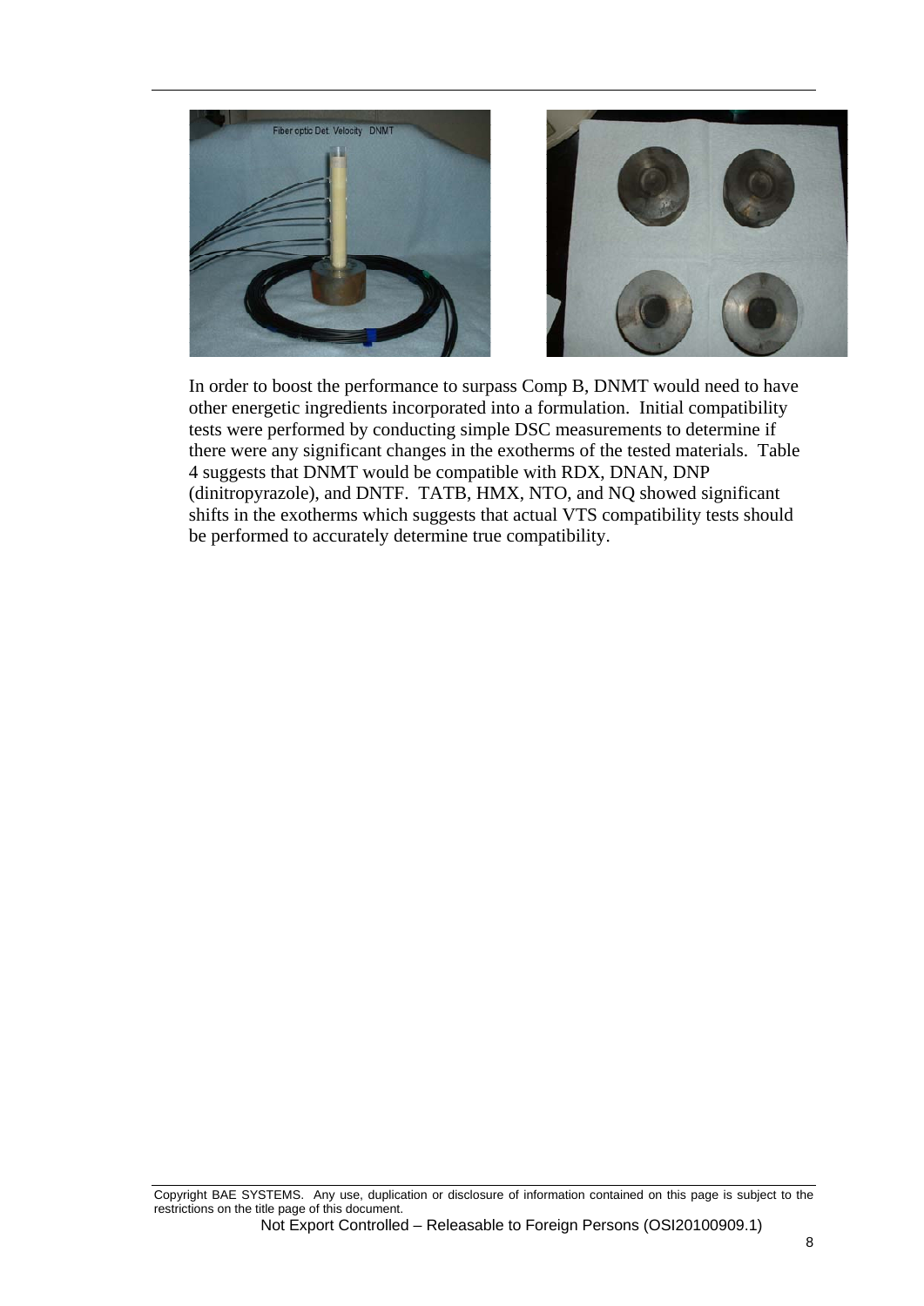In order to boost the performance to surpass Comp B, DNMT would need to have other energetic ingredients incorporated into a formulation. Initial compatibility tests were performed by conducting simple DSC measurements to determine if there were any significant changes in the exotherms of the tested materials. Table 4 suggests that DNMT would be compatible with RDX, DNAN, DNP (dinitropyrazole), and DNTF. TATB, HMX, NTO, and NQ showed significant shifts in the exotherms which suggests that actual VTS compatibility tests should be performed to accurately determine true compatibility.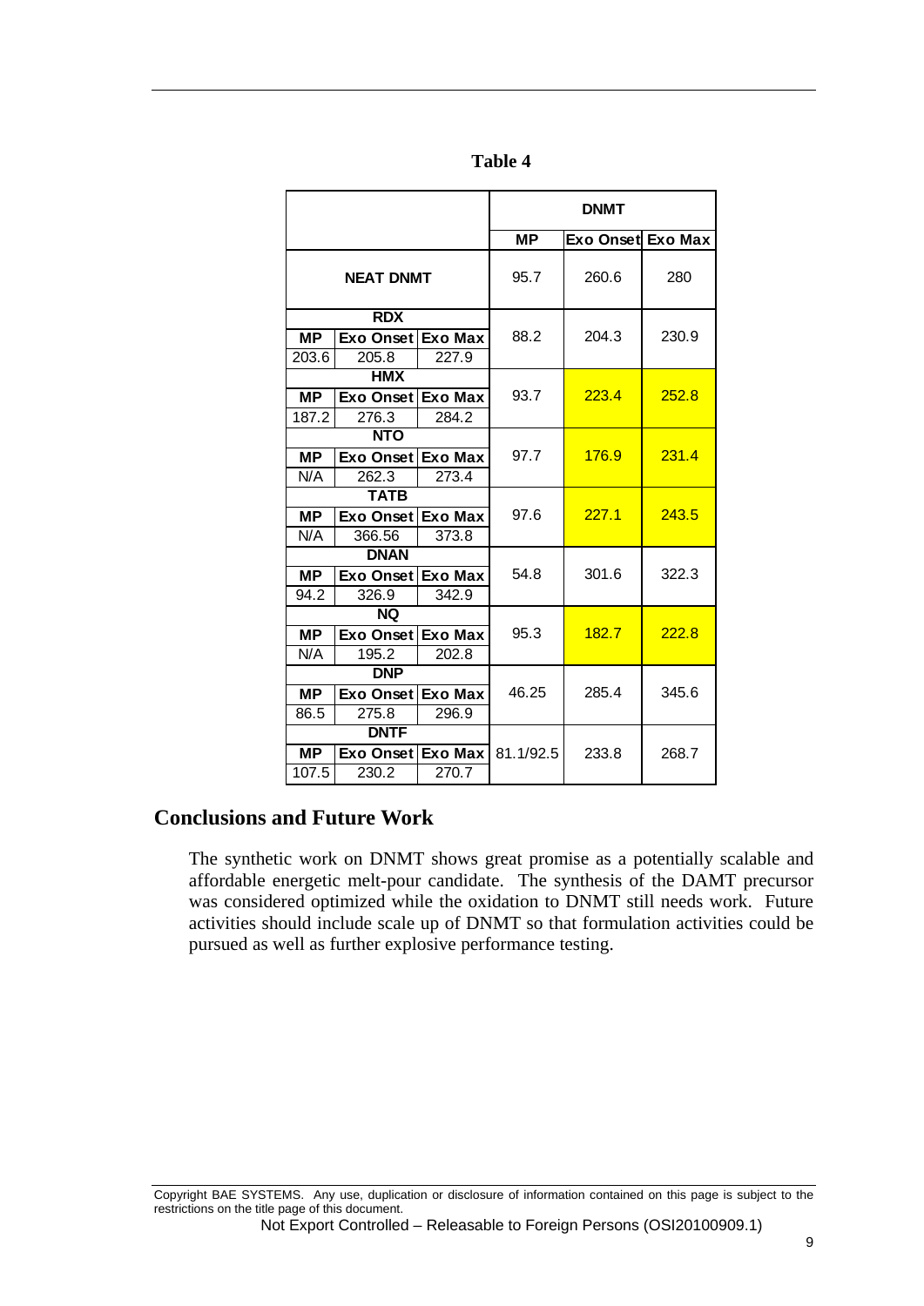**Table 4**

| Compound | MP | Exo Onset | Exo Max | DNMT MP | DNMT Exo Onset | DNMT Exo Max |
|---|---|---|---|---|---|---|
| NEAT DNMT | | | | 95.7 | 260.6 | 280 |
| RDX | 203.6 | 205.8 | 227.9 | 88.2 | 204.3 | 230.9 |
| HMX | 187.2 | 276.3 | 284.2 | 93.7 | 223.4 | 252.8 |
| NTO | N/A | 262.3 | 273.4 | 97.7 | 176.9 | 231.4 |
| TATB | N/A | 366.56 | 373.8 | 97.6 | 227.1 | 243.5 |
| DNAN | 94.2 | 326.9 | 342.9 | 54.8 | 301.6 | 322.3 |
| NQ | N/A | 195.2 | 202.8 | 95.3 | 182.7 | 222.8 |
| DNP | 86.5 | 275.8 | 296.9 | 46.25 | 285.4 | 345.6 |
| DNTF | 107.5 | 230.2 | 270.7 | 81.1/92.5 | 233.8 | 268.7 |

## Conclusions and Future Work

The synthetic work on DNMT shows great promise as a potentially scalable and affordable energetic melt-pour candidate. The synthesis of the DAMT precursor was considered optimized while the oxidation to DNMT still needs work. Future activities should include scale up of DNMT so that formulation activities could be pursued as well as further explosive performance testing.

Copyright BAE SYSTEMS. Any use, duplication or disclosure of information contained on this page is subject to the restrictions on the title page of this document.

Not Export Controlled – Releasable to Foreign Persons (OSI20100909.1)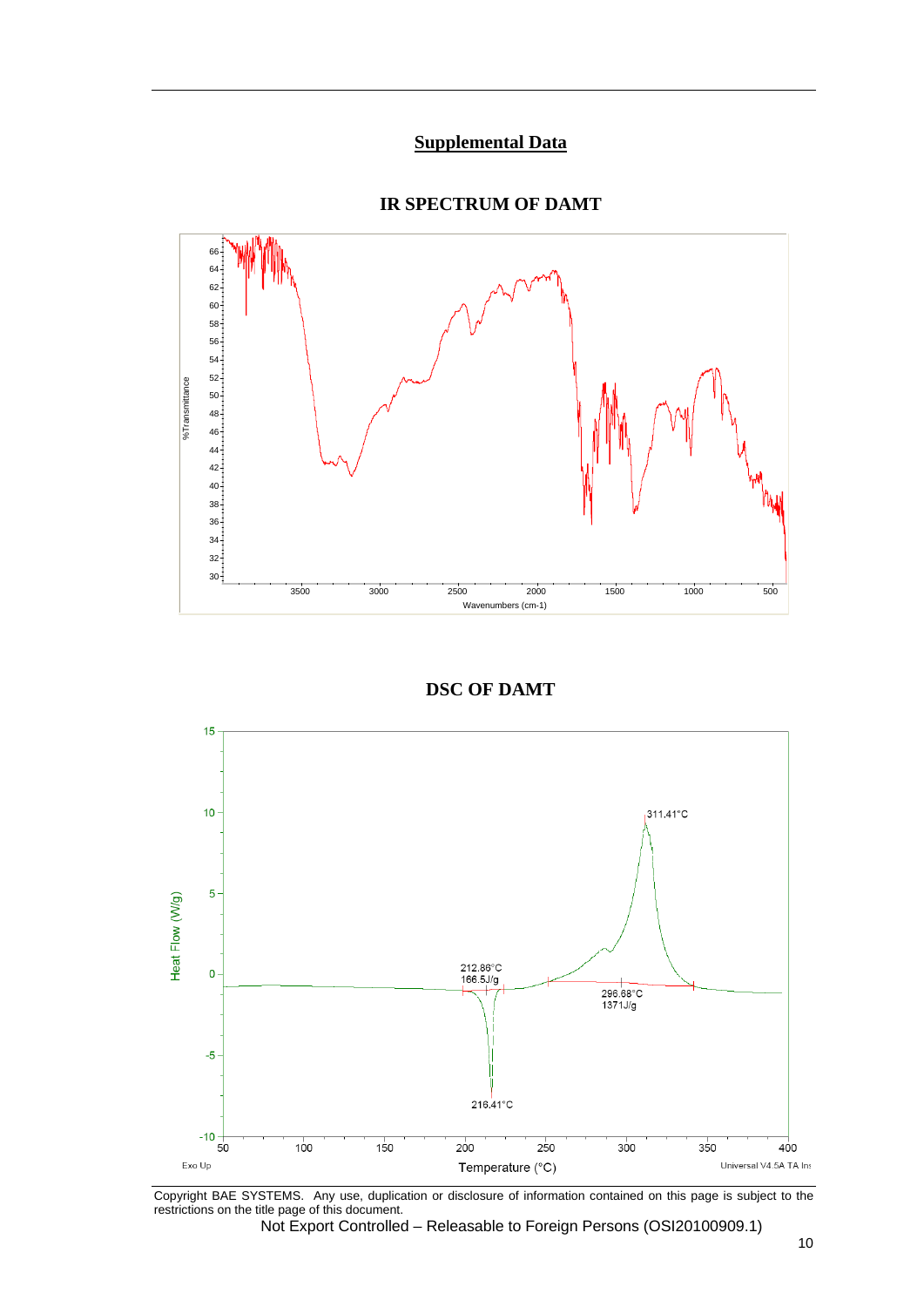## Supplemental Data

### IR SPECTRUM OF DAMT

%Transmittance

Wavenumbers (cm-1)

### DSC OF DAMT

212.86°C
166.5J/g

216.41°C

311.41°C

296.68°C
1371J/g

Heat Flow (W/g)

Temperature (°C)

Exo Up

Universal V4.5A TA Ins

Copyright BAE SYSTEMS. Any use, duplication or disclosure of information contained on this page is subject to the restrictions on the title page of this document.

Not Export Controlled – Releasable to Foreign Persons (OSI20100909.1)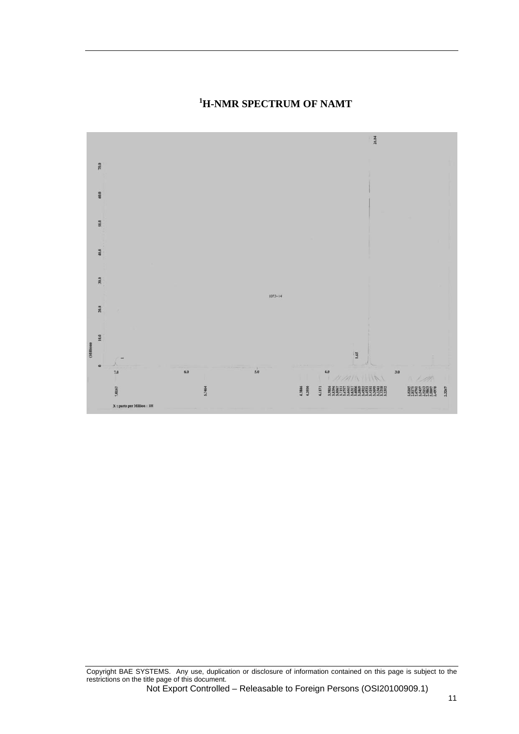# [1]H-NMR SPECTRUM OF NAMT

1073-14

(Millions)

X : parts per Million : 1H

Copyright BAE SYSTEMS. Any use, duplication or disclosure of information contained on this page is subject to the restrictions on the title page of this document.

Not Export Controlled – Releasable to Foreign Persons (OSI20100909.1)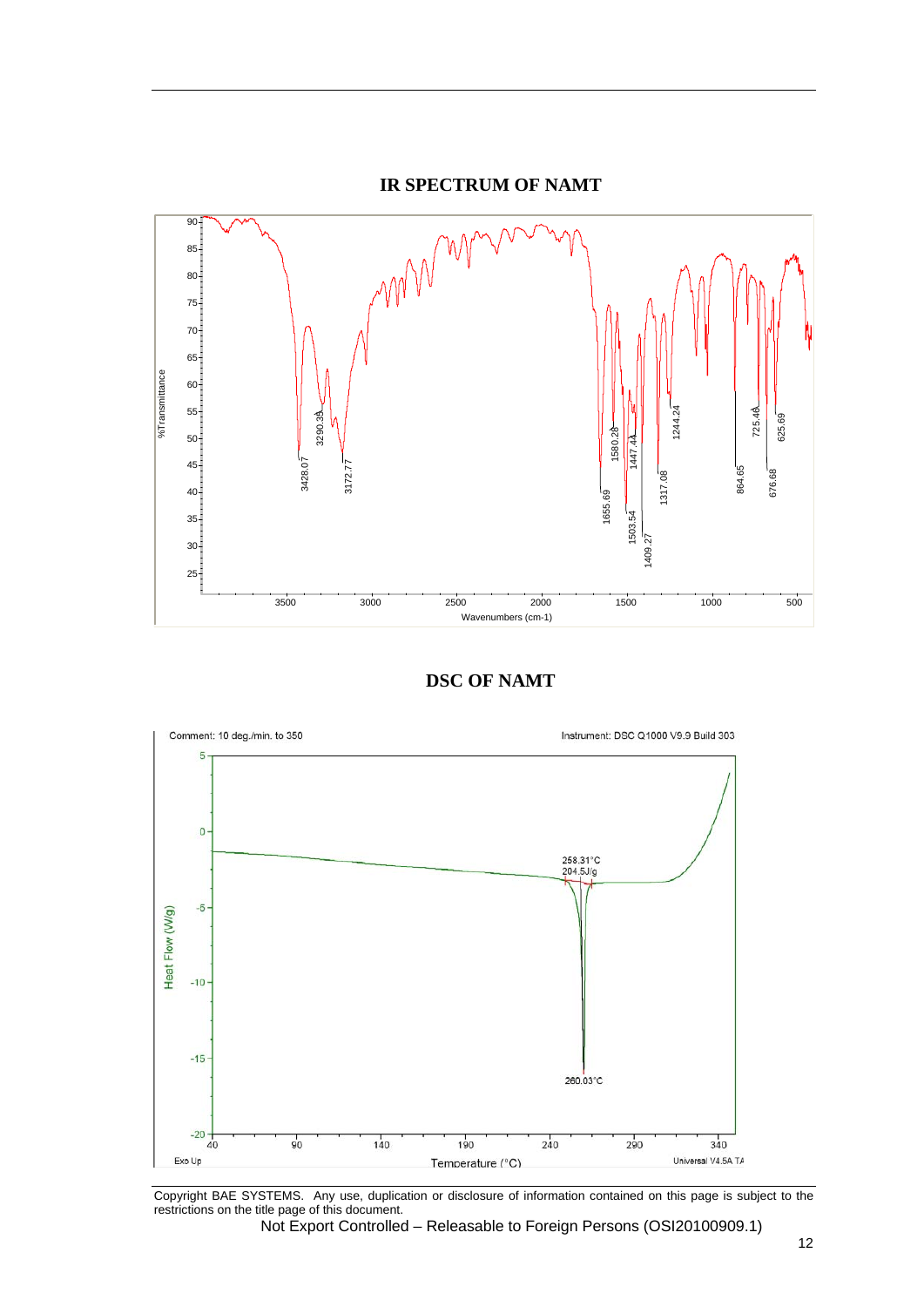## IR SPECTRUM OF NAMT

%Transmittance vs. Wavenumbers (cm-1)

Peaks labeled: 3428.07, 3290.39, 3172.77, 1655.69, 1580.28, 1503.54, 1447.44, 1409.27, 1317.08, 1244.24, 864.65, 725.46, 676.68, 625.69

## DSC OF NAMT

Comment: 10 deg./min. to 350

Instrument: DSC Q1000 V9.9 Build 303

Heat Flow (W/g) vs. Temperature (°C)

258.31°C
204.5J/g

260.03°C

Exo Up

Universal V4.5A TA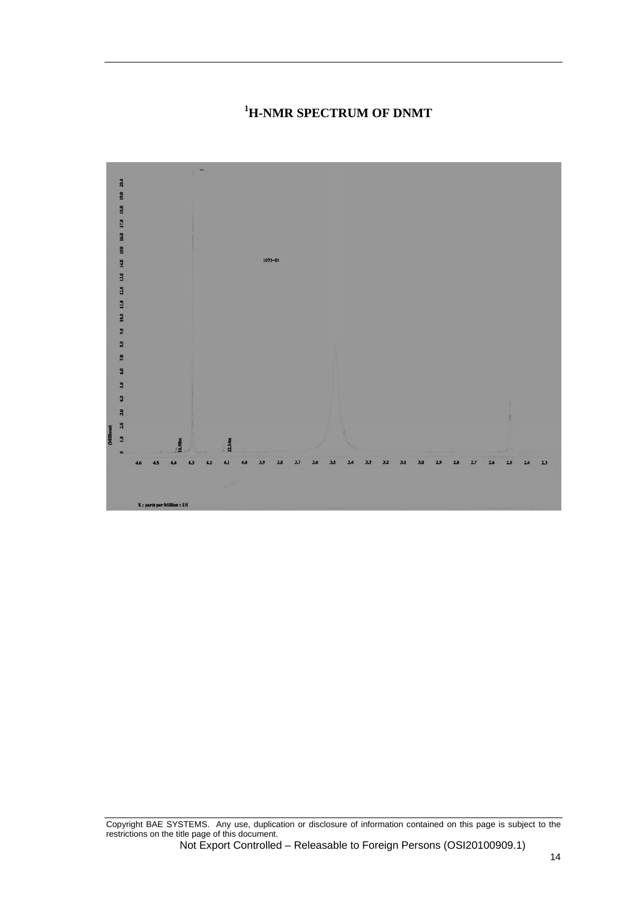# $^1$H-NMR SPECTRUM OF DNMT

1073-01

X : parts per Million : 1H

Copyright BAE SYSTEMS. Any use, duplication or disclosure of information contained on this page is subject to the restrictions on the title page of this document.

Not Export Controlled – Releasable to Foreign Persons (OSI20100909.1)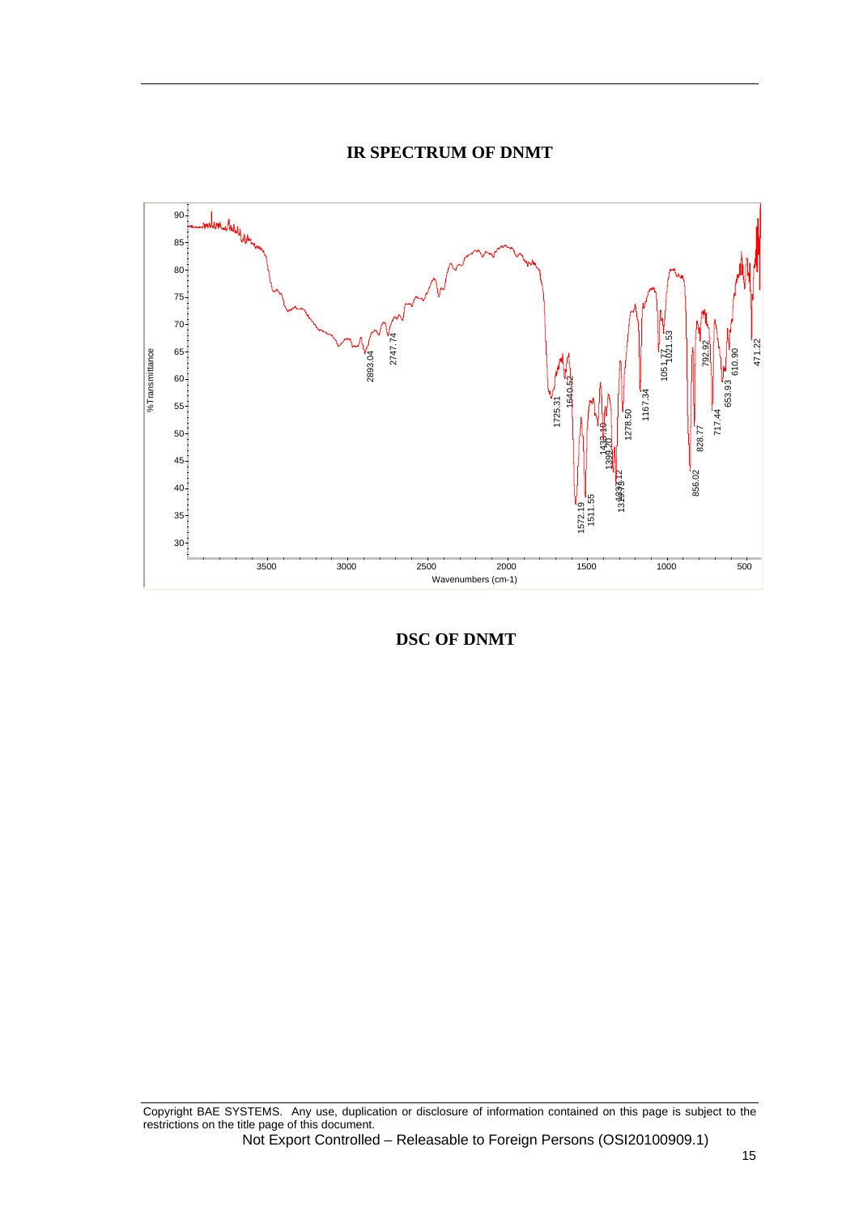## IR SPECTRUM OF DNMT

## DSC OF DNMT

Copyright BAE SYSTEMS. Any use, duplication or disclosure of information contained on this page is subject to the restrictions on the title page of this document.

Not Export Controlled – Releasable to Foreign Persons (OSI20100909.1)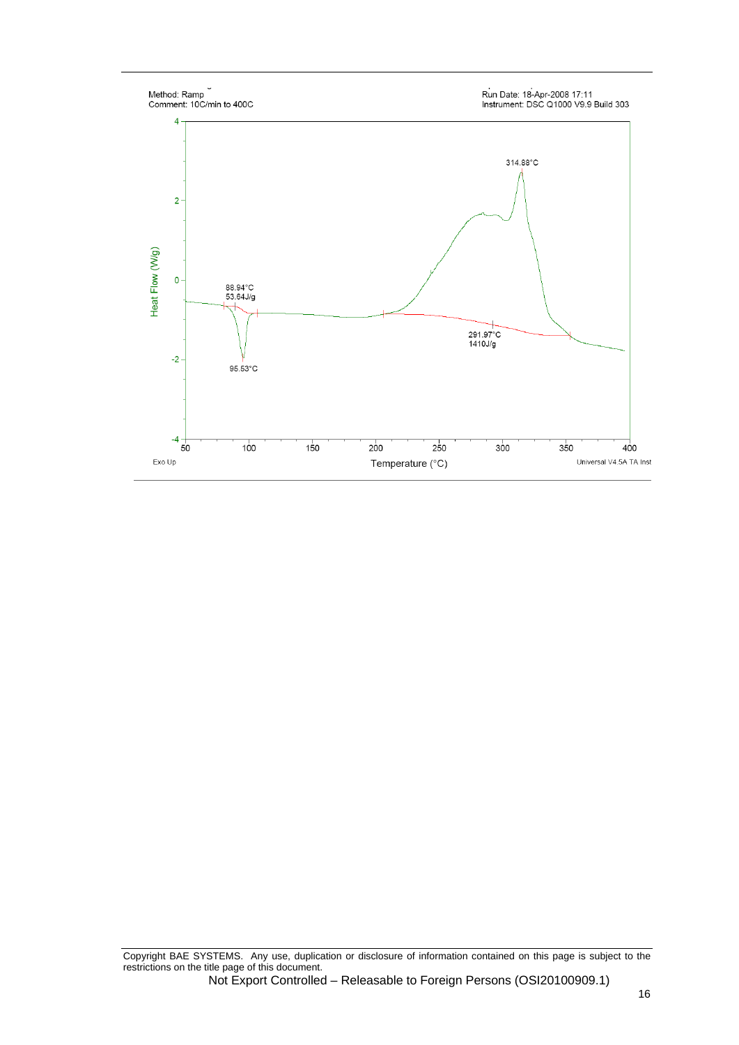Method: Ramp
Comment: 10C/min to 400C

Run Date: 18-Apr-2008 17:11
Instrument: DSC Q1000 V9.9 Build 303

314.88°C

88.94°C
53.64J/g

95.53°C

291.97°C
1410J/g

Heat Flow (W/g)

4
2
0
-2
-4

50
100
150
200
250
300
350
400

Exo Up

Temperature (°C)

Universal V4.5A TA Inst

Copyright BAE SYSTEMS. Any use, duplication or disclosure of information contained on this page is subject to the restrictions on the title page of this document.

Not Export Controlled – Releasable to Foreign Persons (OSI20100909.1)